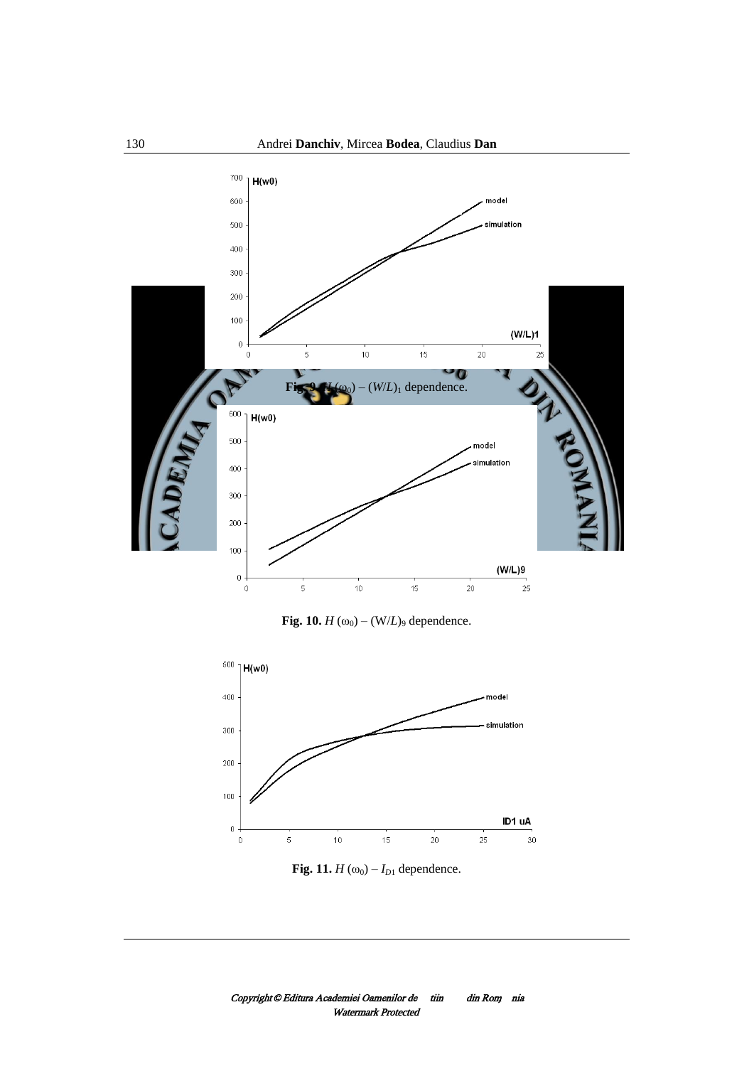**Fig. 9.** $H(\omega_0) - (W/L)_1$ dependence.

**Fig. 10.** $H(\omega_0) - (W/L)_9$ dependence.

**Fig. 11.** $H(\omega_0) - I_{D1}$ dependence.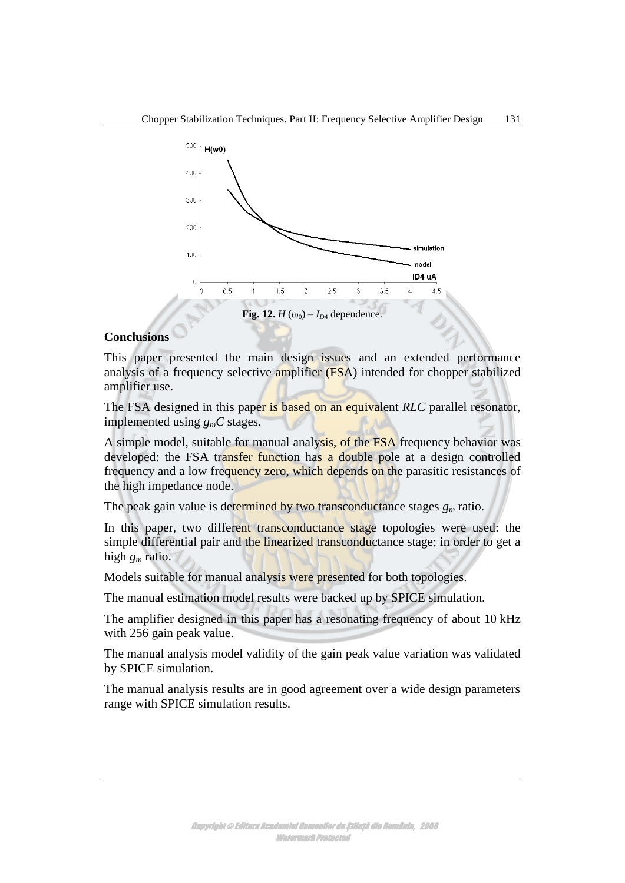**Fig. 12.** $H(\omega_0) - I_{D4}$ dependence.

## Conclusions

This paper presented the main design issues and an extended performance analysis of a frequency selective amplifier (FSA) intended for chopper stabilized amplifier use.

The FSA designed in this paper is based on an equivalent *RLC* parallel resonator, implemented using $g_mC$ stages.

A simple model, suitable for manual analysis, of the FSA frequency behavior was developed: the FSA transfer function has a double pole at a design controlled frequency and a low frequency zero, which depends on the parasitic resistances of the high impedance node.

The peak gain value is determined by two transconductance stages $g_m$ ratio.

In this paper, two different transconductance stage topologies were used: the simple differential pair and the linearized transconductance stage; in order to get a high $g_m$ ratio.

Models suitable for manual analysis were presented for both topologies.

The manual estimation model results were backed up by SPICE simulation.

The amplifier designed in this paper has a resonating frequency of about 10 kHz with 256 gain peak value.

The manual analysis model validity of the gain peak value variation was validated by SPICE simulation.

The manual analysis results are in good agreement over a wide design parameters range with SPICE simulation results.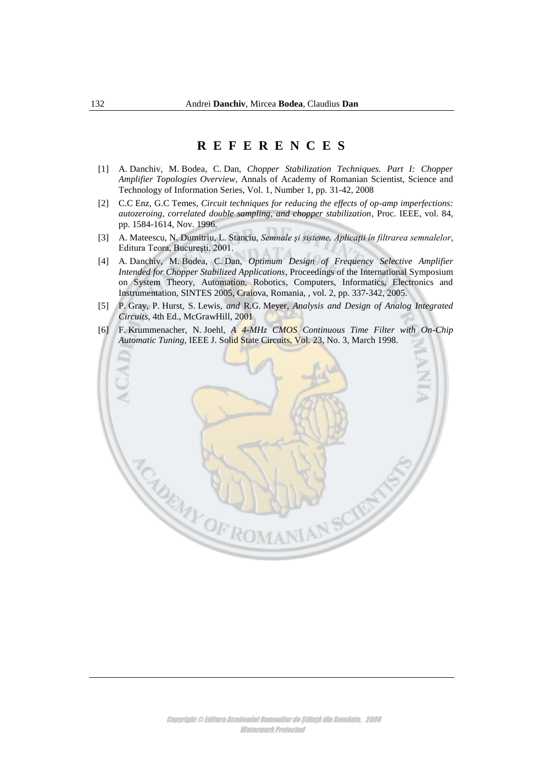# R E F E R E N C E S

[1] A. Danchiv, M. Bodea, C. Dan, *Chopper Stabilization Techniques. Part I: Chopper Amplifier Topologies Overview*, Annals of Academy of Romanian Scientist, Science and Technology of Information Series, Vol. 1, Number 1, pp. 31-42, 2008

[2] C.C Enz, G.C Temes, *Circuit techniques for reducing the effects of op-amp imperfections: autozeroing, correlated double sampling, and chopper stabilization*, Proc. IEEE, vol. 84, pp. 1584-1614, Nov. 1996.

[3] A. Mateescu, N. Dumitriu, L. Stanciu, *Semnale şi sisteme. Aplicaţii în filtrarea semnalelor*, Editura Teora, Bucureşti, 2001.

[4] A. Danchiv, M. Bodea, C. Dan, *Optimum Design of Frequency Selective Amplifier Intended for Chopper Stabilized Applications*, Proceedings of the International Symposium on System Theory, Automation, Robotics, Computers, Informatics, Electronics and Instrumentation, SINTES 2005, Craiova, Romania, , vol. 2, pp. 337-342, 2005.

[5] P. Gray, P. Hurst, S. Lewis, *and* R.G. Meyer, *Analysis and Design of Analog Integrated Circuits*, 4th Ed., McGrawHill, 2001

[6] F. Krummenacher, N. Joehl, *A 4-MHz CMOS Continuous Time Filter with On-Chip Automatic Tuning*, IEEE J. Solid State Circuits, Vol. 23, No. 3, March 1998.